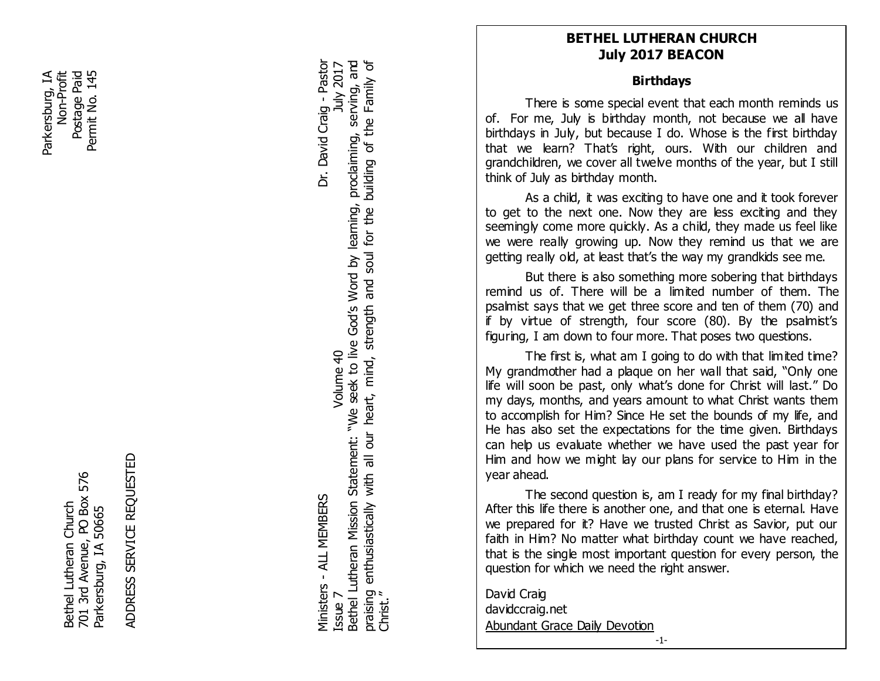Parkersburg, IA
Non-Profit
Postage Paid
Permit No. 145

Bethel Lutheran Church
701 3rd Avenue, PO Box 576
Parkersburg, IA 50665

ADDRESS SERVICE REQUESTED

Dr. David Craig - Pastor
Ministers - ALL MEMBERS
Issue 7 Volume 40 July 2017

Bethel Lutheran Mission Statement: "We seek to live God's Word by learning, proclaiming, serving, and praising enthusiastically with all our heart, mind, strength and soul for the building of the Family of Christ."

# BETHEL LUTHERAN CHURCH
# July 2017 BEACON

## Birthdays

There is some special event that each month reminds us of. For me, July is birthday month, not because we all have birthdays in July, but because I do. Whose is the first birthday that we learn? That's right, ours. With our children and grandchildren, we cover all twelve months of the year, but I still think of July as birthday month.

As a child, it was exciting to have one and it took forever to get to the next one. Now they are less exciting and they seemingly come more quickly. As a child, they made us feel like we were really growing up. Now they remind us that we are getting really old, at least that's the way my grandkids see me.

But there is also something more sobering that birthdays remind us of. There will be a limited number of them. The psalmist says that we get three score and ten of them (70) and if by virtue of strength, four score (80). By the psalmist's figuring, I am down to four more. That poses two questions.

The first is, what am I going to do with that limited time? My grandmother had a plaque on her wall that said, "Only one life will soon be past, only what's done for Christ will last." Do my days, months, and years amount to what Christ wants them to accomplish for Him? Since He set the bounds of my life, and He has also set the expectations for the time given. Birthdays can help us evaluate whether we have used the past year for Him and how we might lay our plans for service to Him in the year ahead.

The second question is, am I ready for my final birthday? After this life there is another one, and that one is eternal. Have we prepared for it? Have we trusted Christ as Savior, put our faith in Him? No matter what birthday count we have reached, that is the single most important question for every person, the question for which we need the right answer.

David Craig
davidccraig.net
Abundant Grace Daily Devotion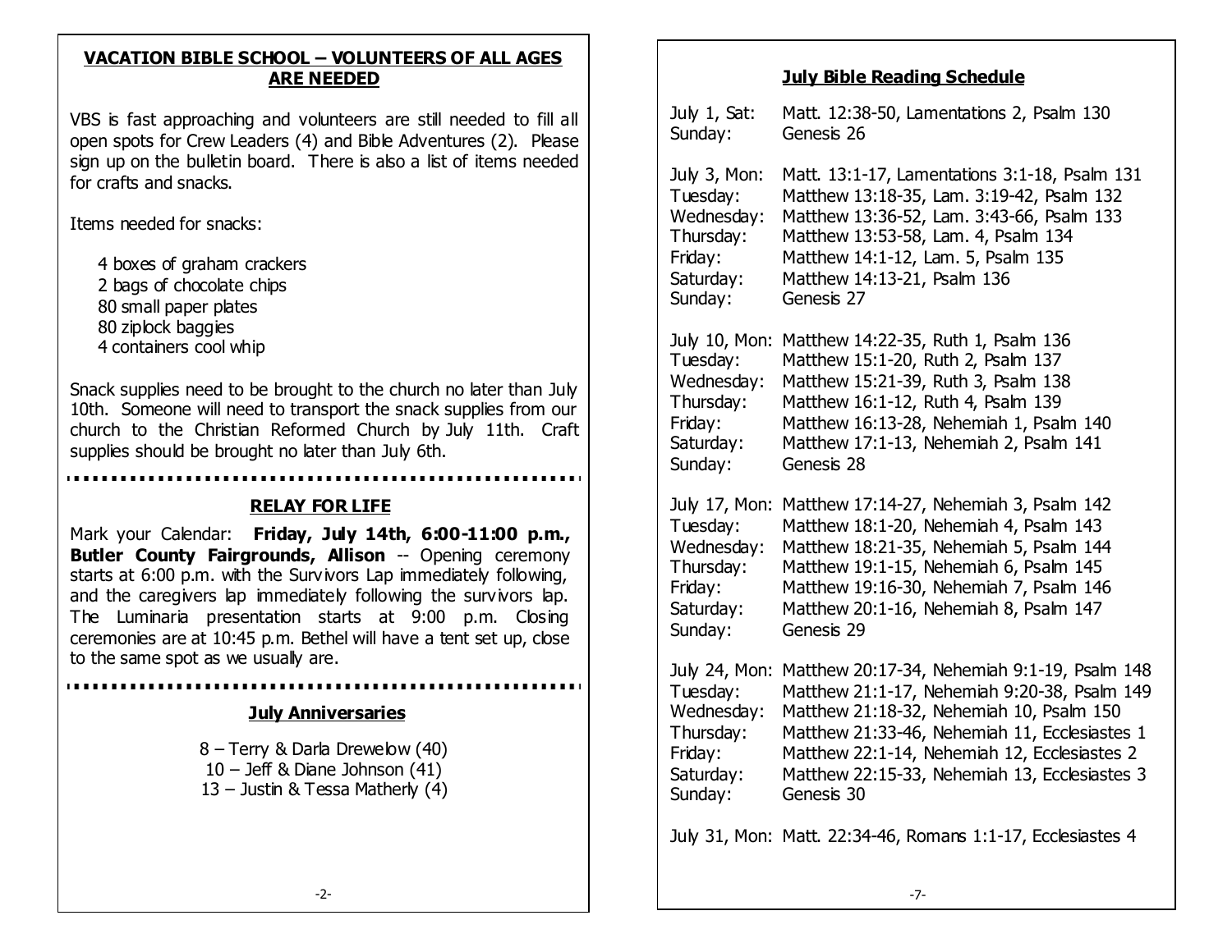## VACATION BIBLE SCHOOL – VOLUNTEERS OF ALL AGES ARE NEEDED

VBS is fast approaching and volunteers are still needed to fill all open spots for Crew Leaders (4) and Bible Adventures (2). Please sign up on the bulletin board. There is also a list of items needed for crafts and snacks.

Items needed for snacks:

- 4 boxes of graham crackers
- 2 bags of chocolate chips
- 80 small paper plates
- 80 ziplock baggies
- 4 containers cool whip

Snack supplies need to be brought to the church no later than July 10th. Someone will need to transport the snack supplies from our church to the Christian Reformed Church by July 11th. Craft supplies should be brought no later than July 6th.

## RELAY FOR LIFE

Mark your Calendar: **Friday, July 14th, 6:00-11:00 p.m., Butler County Fairgrounds, Allison** -- Opening ceremony starts at 6:00 p.m. with the Survivors Lap immediately following, and the caregivers lap immediately following the survivors lap. The Luminaria presentation starts at 9:00 p.m. Closing ceremonies are at 10:45 p.m. Bethel will have a tent set up, close to the same spot as we usually are.

## July Anniversaries

8 – Terry & Darla Drewelow (40)
10 – Jeff & Diane Johnson (41)
13 – Justin & Tessa Matherly (4)

## July Bible Reading Schedule

July 1, Sat: Matt. 12:38-50, Lamentations 2, Psalm 130
Sunday: Genesis 26

July 3, Mon: Matt. 13:1-17, Lamentations 3:1-18, Psalm 131
Tuesday: Matthew 13:18-35, Lam. 3:19-42, Psalm 132
Wednesday: Matthew 13:36-52, Lam. 3:43-66, Psalm 133
Thursday: Matthew 13:53-58, Lam. 4, Psalm 134
Friday: Matthew 14:1-12, Lam. 5, Psalm 135
Saturday: Matthew 14:13-21, Psalm 136
Sunday: Genesis 27

July 10, Mon: Matthew 14:22-35, Ruth 1, Psalm 136
Tuesday: Matthew 15:1-20, Ruth 2, Psalm 137
Wednesday: Matthew 15:21-39, Ruth 3, Psalm 138
Thursday: Matthew 16:1-12, Ruth 4, Psalm 139
Friday: Matthew 16:13-28, Nehemiah 1, Psalm 140
Saturday: Matthew 17:1-13, Nehemiah 2, Psalm 141
Sunday: Genesis 28

July 17, Mon: Matthew 17:14-27, Nehemiah 3, Psalm 142
Tuesday: Matthew 18:1-20, Nehemiah 4, Psalm 143
Wednesday: Matthew 18:21-35, Nehemiah 5, Psalm 144
Thursday: Matthew 19:1-15, Nehemiah 6, Psalm 145
Friday: Matthew 19:16-30, Nehemiah 7, Psalm 146
Saturday: Matthew 20:1-16, Nehemiah 8, Psalm 147
Sunday: Genesis 29

July 24, Mon: Matthew 20:17-34, Nehemiah 9:1-19, Psalm 148
Tuesday: Matthew 21:1-17, Nehemiah 9:20-38, Psalm 149
Wednesday: Matthew 21:18-32, Nehemiah 10, Psalm 150
Thursday: Matthew 21:33-46, Nehemiah 11, Ecclesiastes 1
Friday: Matthew 22:1-14, Nehemiah 12, Ecclesiastes 2
Saturday: Matthew 22:15-33, Nehemiah 13, Ecclesiastes 3
Sunday: Genesis 30

July 31, Mon: Matt. 22:34-46, Romans 1:1-17, Ecclesiastes 4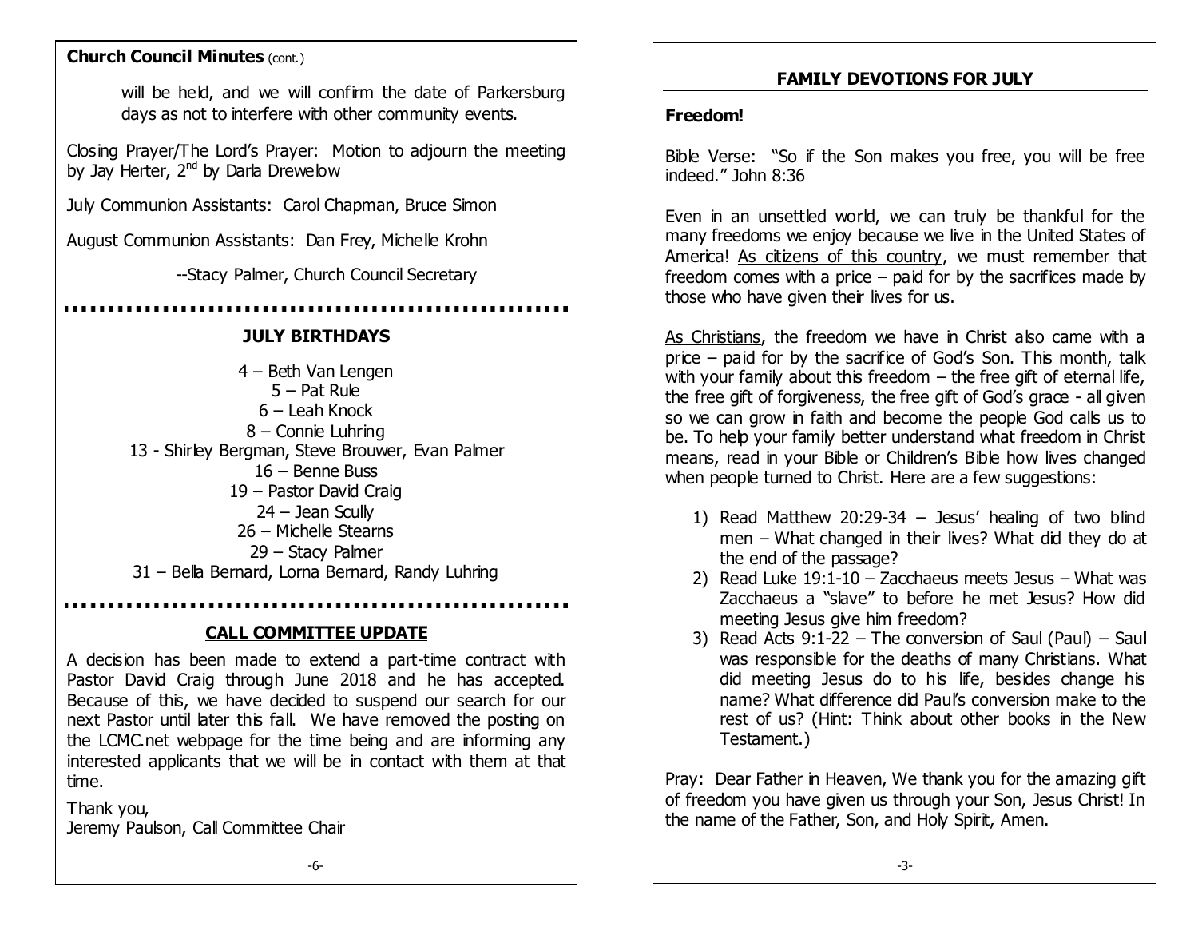**Church Council Minutes** (cont.)

will be held, and we will confirm the date of Parkersburg days as not to interfere with other community events.

Closing Prayer/The Lord's Prayer: Motion to adjourn the meeting by Jay Herter, 2nd by Darla Drewelow

July Communion Assistants: Carol Chapman, Bruce Simon

August Communion Assistants: Dan Frey, Michelle Krohn

--Stacy Palmer, Church Council Secretary

## JULY BIRTHDAYS

4 – Beth Van Lengen
5 – Pat Rule
6 – Leah Knock
8 – Connie Luhring
13 - Shirley Bergman, Steve Brouwer, Evan Palmer
16 – Benne Buss
19 – Pastor David Craig
24 – Jean Scully
26 – Michelle Stearns
29 – Stacy Palmer
31 – Bella Bernard, Lorna Bernard, Randy Luhring

## CALL COMMITTEE UPDATE

A decision has been made to extend a part-time contract with Pastor David Craig through June 2018 and he has accepted. Because of this, we have decided to suspend our search for our next Pastor until later this fall. We have removed the posting on the LCMC.net webpage for the time being and are informing any interested applicants that we will be in contact with them at that time.

Thank you,
Jeremy Paulson, Call Committee Chair

## FAMILY DEVOTIONS FOR JULY

**Freedom!**

Bible Verse: "So if the Son makes you free, you will be free indeed." John 8:36

Even in an unsettled world, we can truly be thankful for the many freedoms we enjoy because we live in the United States of America! As citizens of this country, we must remember that freedom comes with a price – paid for by the sacrifices made by those who have given their lives for us.

As Christians, the freedom we have in Christ also came with a price – paid for by the sacrifice of God's Son. This month, talk with your family about this freedom – the free gift of eternal life, the free gift of forgiveness, the free gift of God's grace - all given so we can grow in faith and become the people God calls us to be. To help your family better understand what freedom in Christ means, read in your Bible or Children's Bible how lives changed when people turned to Christ. Here are a few suggestions:

1) Read Matthew 20:29-34 – Jesus' healing of two blind men – What changed in their lives? What did they do at the end of the passage?
2) Read Luke 19:1-10 – Zacchaeus meets Jesus – What was Zacchaeus a "slave" to before he met Jesus? How did meeting Jesus give him freedom?
3) Read Acts 9:1-22 – The conversion of Saul (Paul) – Saul was responsible for the deaths of many Christians. What did meeting Jesus do to his life, besides change his name? What difference did Paul's conversion make to the rest of us? (Hint: Think about other books in the New Testament.)

Pray: Dear Father in Heaven, We thank you for the amazing gift of freedom you have given us through your Son, Jesus Christ! In the name of the Father, Son, and Holy Spirit, Amen.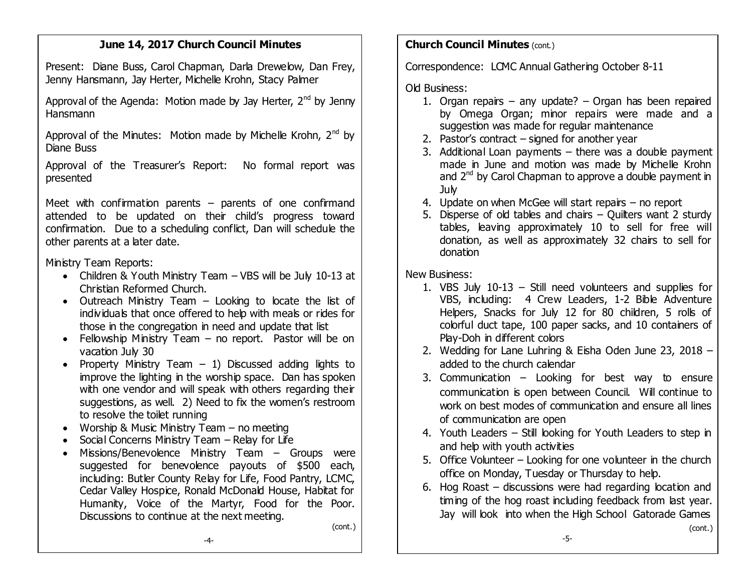## June 14, 2017 Church Council Minutes

Present: Diane Buss, Carol Chapman, Darla Drewelow, Dan Frey, Jenny Hansmann, Jay Herter, Michelle Krohn, Stacy Palmer

Approval of the Agenda: Motion made by Jay Herter, 2nd by Jenny Hansmann

Approval of the Minutes: Motion made by Michelle Krohn, 2nd by Diane Buss

Approval of the Treasurer's Report: No formal report was presented

Meet with confirmation parents – parents of one confirmand attended to be updated on their child's progress toward confirmation. Due to a scheduling conflict, Dan will schedule the other parents at a later date.

Ministry Team Reports:

- Children & Youth Ministry Team – VBS will be July 10-13 at Christian Reformed Church.
- Outreach Ministry Team – Looking to locate the list of individuals that once offered to help with meals or rides for those in the congregation in need and update that list
- Fellowship Ministry Team – no report. Pastor will be on vacation July 30
- Property Ministry Team – 1) Discussed adding lights to improve the lighting in the worship space. Dan has spoken with one vendor and will speak with others regarding their suggestions, as well. 2) Need to fix the women's restroom to resolve the toilet running
- Worship & Music Ministry Team – no meeting
- Social Concerns Ministry Team – Relay for Life
- Missions/Benevolence Ministry Team – Groups were suggested for benevolence payouts of $500 each, including: Butler County Relay for Life, Food Pantry, LCMC, Cedar Valley Hospice, Ronald McDonald House, Habitat for Humanity, Voice of the Martyr, Food for the Poor. Discussions to continue at the next meeting.

(cont.)

**Church Council Minutes** (cont.)

Correspondence: LCMC Annual Gathering October 8-11

Old Business:

1. Organ repairs – any update? – Organ has been repaired by Omega Organ; minor repairs were made and a suggestion was made for regular maintenance
2. Pastor's contract – signed for another year
3. Additional Loan payments – there was a double payment made in June and motion was made by Michelle Krohn and 2nd by Carol Chapman to approve a double payment in July
4. Update on when McGee will start repairs – no report
5. Disperse of old tables and chairs – Quilters want 2 sturdy tables, leaving approximately 10 to sell for free will donation, as well as approximately 32 chairs to sell for donation

New Business:

1. VBS July 10-13 – Still need volunteers and supplies for VBS, including: 4 Crew Leaders, 1-2 Bible Adventure Helpers, Snacks for July 12 for 80 children, 5 rolls of colorful duct tape, 100 paper sacks, and 10 containers of Play-Doh in different colors
2. Wedding for Lane Luhring & Eisha Oden June 23, 2018 – added to the church calendar
3. Communication – Looking for best way to ensure communication is open between Council. Will continue to work on best modes of communication and ensure all lines of communication are open
4. Youth Leaders – Still looking for Youth Leaders to step in and help with youth activities
5. Office Volunteer – Looking for one volunteer in the church office on Monday, Tuesday or Thursday to help.
6. Hog Roast – discussions were had regarding location and timing of the hog roast including feedback from last year. Jay will look into when the High School Gatorade Games

(cont.)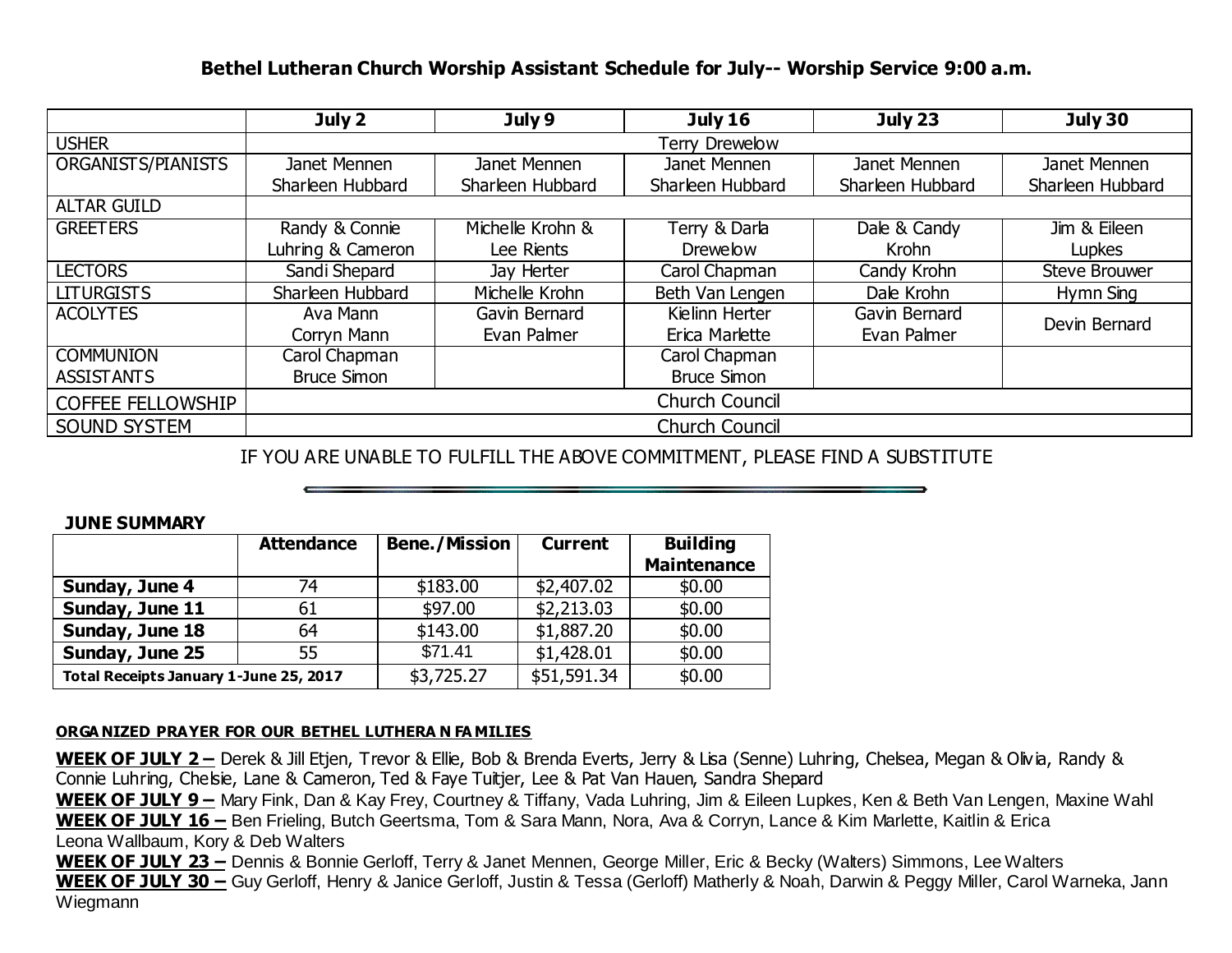**Bethel Lutheran Church Worship Assistant Schedule for July-- Worship Service 9:00 a.m.**

| | July 2 | July 9 | July 16 | July 23 | July 30 |
|---|---|---|---|---|---|
| USHER | Terry Drewelow | | | | |
| ORGANISTS/PIANISTS | Janet Mennen Sharleen Hubbard | Janet Mennen Sharleen Hubbard | Janet Mennen Sharleen Hubbard | Janet Mennen Sharleen Hubbard | Janet Mennen Sharleen Hubbard |
| ALTAR GUILD | | | | | |
| GREETERS | Randy & Connie Luhring & Cameron | Michelle Krohn & Lee Rients | Terry & Darla Drewelow | Dale & Candy Krohn | Jim & Eileen Lupkes |
| LECTORS | Sandi Shepard | Jay Herter | Carol Chapman | Candy Krohn | Steve Brouwer |
| LITURGISTS | Sharleen Hubbard | Michelle Krohn | Beth Van Lengen | Dale Krohn | Hymn Sing |
| ACOLYTES | Ava Mann Corryn Mann | Gavin Bernard Evan Palmer | Kielinn Herter Erica Marlette | Gavin Bernard Evan Palmer | Devin Bernard |
| COMMUNION ASSISTANTS | Carol Chapman Bruce Simon | | Carol Chapman Bruce Simon | | |
| COFFEE FELLOWSHIP | Church Council | | | | |
| SOUND SYSTEM | Church Council | | | | |

IF YOU ARE UNABLE TO FULFILL THE ABOVE COMMITMENT, PLEASE FIND A SUBSTITUTE

---

**JUNE SUMMARY**

| | Attendance | Bene./Mission | Current | Building Maintenance |
|---|---|---|---|---|
| **Sunday, June 4** | 74 | $183.00 | $2,407.02 | $0.00 |
| **Sunday, June 11** | 61 | $97.00 | $2,213.03 | $0.00 |
| **Sunday, June 18** | 64 | $143.00 | $1,887.20 | $0.00 |
| **Sunday, June 25** | 55 | $71.41 | $1,428.01 | $0.00 |
| **Total Receipts January 1-June 25, 2017** | | $3,725.27 | $51,591.34 | $0.00 |

**ORGANIZED PRAYER FOR OUR BETHEL LUTHERAN FAMILIES**

**WEEK OF JULY 2 –** Derek & Jill Etjen, Trevor & Ellie, Bob & Brenda Everts, Jerry & Lisa (Senne) Luhring, Chelsea, Megan & Olivia, Randy & Connie Luhring, Chelsie, Lane & Cameron, Ted & Faye Tuitjer, Lee & Pat Van Hauen, Sandra Shepard

**WEEK OF JULY 9 –** Mary Fink, Dan & Kay Frey, Courtney & Tiffany, Vada Luhring, Jim & Eileen Lupkes, Ken & Beth Van Lengen, Maxine Wahl

**WEEK OF JULY 16 –** Ben Frieling, Butch Geertsma, Tom & Sara Mann, Nora, Ava & Corryn, Lance & Kim Marlette, Kaitlin & Erica Leona Wallbaum, Kory & Deb Walters

**WEEK OF JULY 23 –** Dennis & Bonnie Gerloff, Terry & Janet Mennen, George Miller, Eric & Becky (Walters) Simmons, Lee Walters

**WEEK OF JULY 30 –** Guy Gerloff, Henry & Janice Gerloff, Justin & Tessa (Gerloff) Matherly & Noah, Darwin & Peggy Miller, Carol Warneka, Jann Wiegmann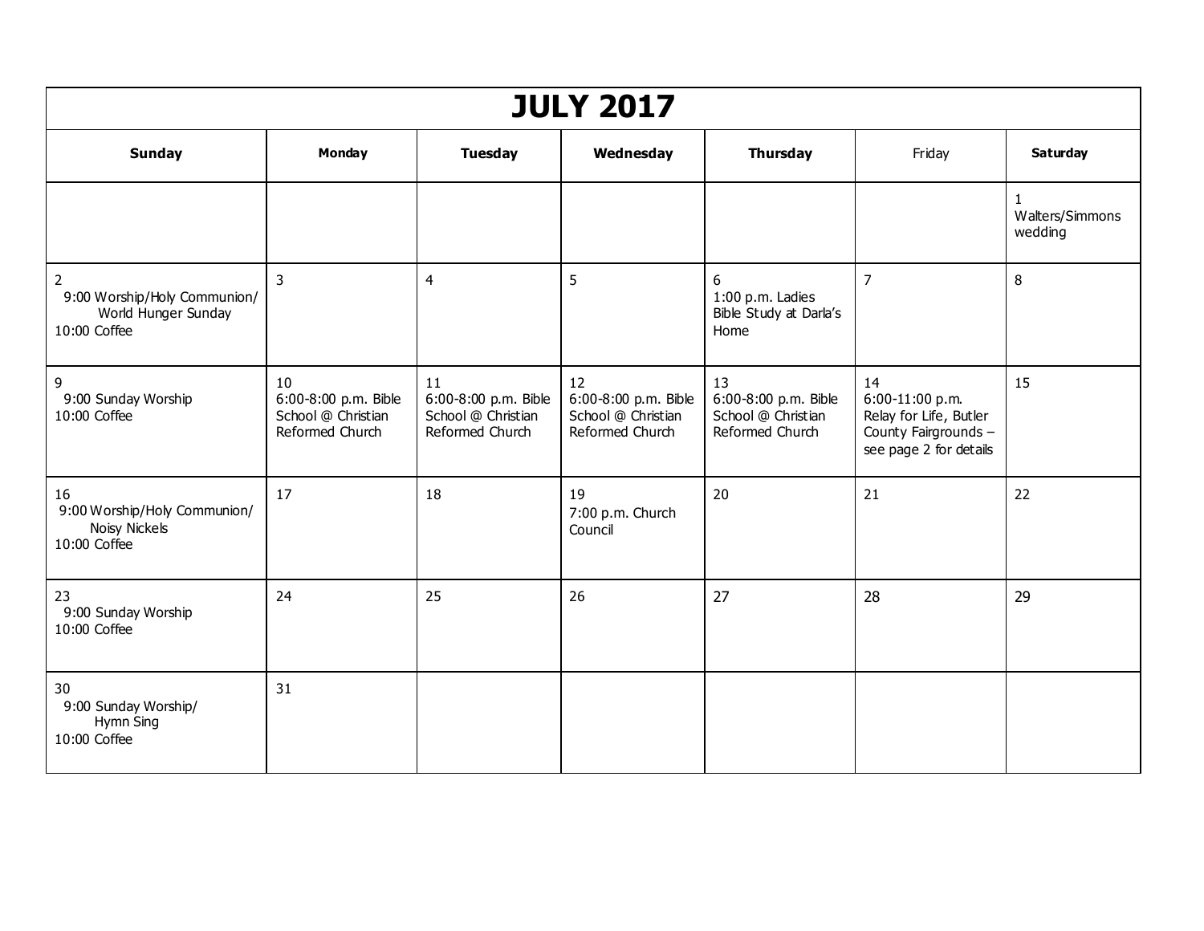# JULY 2017

| Sunday | Monday | Tuesday | Wednesday | Thursday | Friday | Saturday |
|---|---|---|---|---|---|---|
| | | | | | | 1<br>Walters/Simmons wedding |
| 2<br>9:00 Worship/Holy Communion/ World Hunger Sunday<br>10:00 Coffee | 3 | 4 | 5 | 6<br>1:00 p.m. Ladies Bible Study at Darla's Home | 7 | 8 |
| 9<br>9:00 Sunday Worship<br>10:00 Coffee | 10<br>6:00-8:00 p.m. Bible School @ Christian Reformed Church | 11<br>6:00-8:00 p.m. Bible School @ Christian Reformed Church | 12<br>6:00-8:00 p.m. Bible School @ Christian Reformed Church | 13<br>6:00-8:00 p.m. Bible School @ Christian Reformed Church | 14<br>6:00-11:00 p.m. Relay for Life, Butler County Fairgrounds – see page 2 for details | 15 |
| 16<br>9:00 Worship/Holy Communion/ Noisy Nickels<br>10:00 Coffee | 17 | 18 | 19<br>7:00 p.m. Church Council | 20 | 21 | 22 |
| 23<br>9:00 Sunday Worship<br>10:00 Coffee | 24 | 25 | 26 | 27 | 28 | 29 |
| 30<br>9:00 Sunday Worship/ Hymn Sing<br>10:00 Coffee | 31 | | | | | |